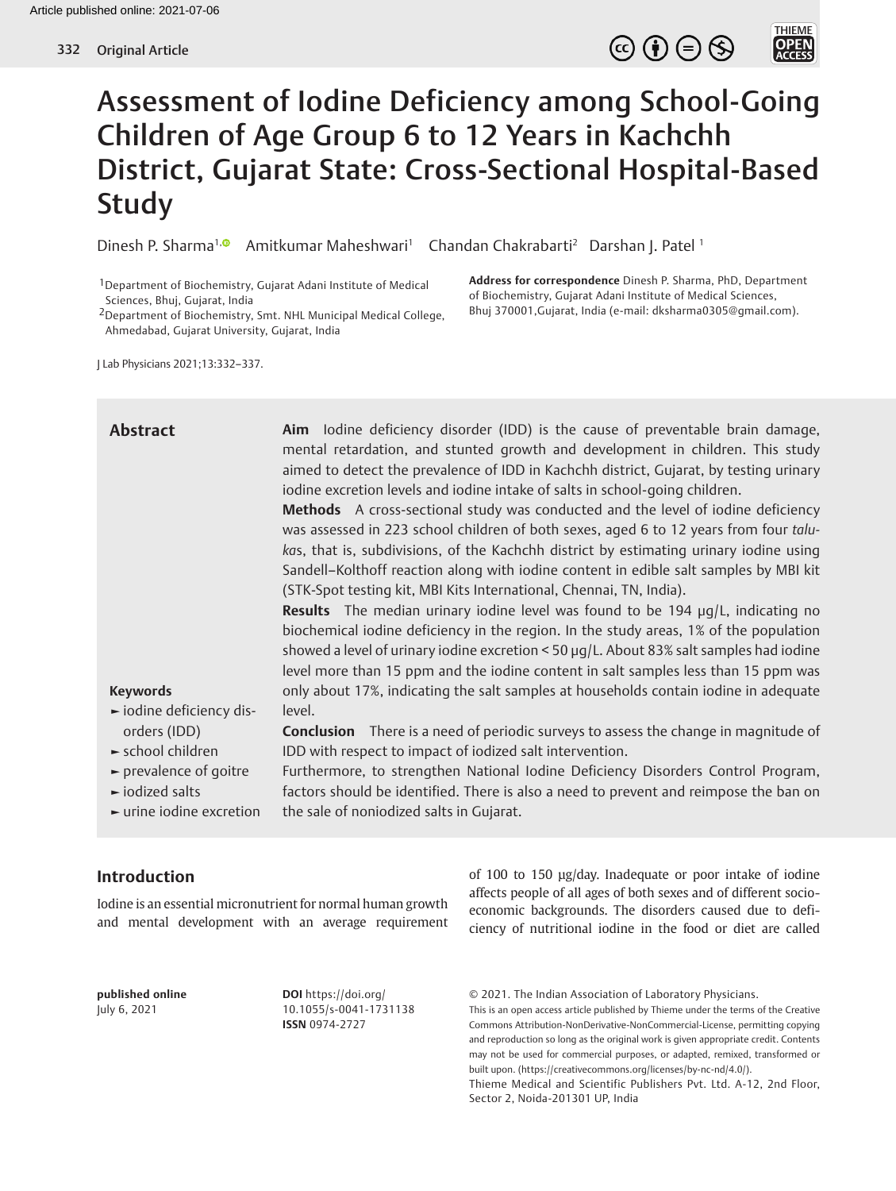# Assessment of Iodine Deficiency among School-Going Children of Age Group 6 to 12 Years in Kachchh District, Gujarat State: Cross-Sectional Hospital-Based Study

Dinesh P. Sharma[1] Amitkumar Maheshwari[1] Chandan Chakrabarti[2] Darshan J. Patel [1]

[1]Department of Biochemistry, Gujarat Adani Institute of Medical Sciences, Bhuj, Gujarat, India

[2]Department of Biochemistry, Smt. NHL Municipal Medical College, Ahmedabad, Gujarat University, Gujarat, India

**Address for correspondence** Dinesh P. Sharma, PhD, Department of Biochemistry, Gujarat Adani Institute of Medical Sciences, Bhuj 370001,Gujarat, India (e-mail: dksharma0305@gmail.com).

## Abstract

**Aim** Iodine deficiency disorder (IDD) is the cause of preventable brain damage, mental retardation, and stunted growth and development in children. This study aimed to detect the prevalence of IDD in Kachchh district, Gujarat, by testing urinary iodine excretion levels and iodine intake of salts in school-going children.

**Methods** A cross-sectional study was conducted and the level of iodine deficiency was assessed in 223 school children of both sexes, aged 6 to 12 years from four *talukas*, that is, subdivisions, of the Kachchh district by estimating urinary iodine using Sandell–Kolthoff reaction along with iodine content in edible salt samples by MBI kit (STK-Spot testing kit, MBI Kits International, Chennai, TN, India).

**Results** The median urinary iodine level was found to be 194 µg/L, indicating no biochemical iodine deficiency in the region. In the study areas, 1% of the population showed a level of urinary iodine excretion < 50 µg/L. About 83% salt samples had iodine level more than 15 ppm and the iodine content in salt samples less than 15 ppm was only about 17%, indicating the salt samples at households contain iodine in adequate level.

**Conclusion** There is a need of periodic surveys to assess the change in magnitude of IDD with respect to impact of iodized salt intervention.

Furthermore, to strengthen National Iodine Deficiency Disorders Control Program, factors should be identified. There is also a need to prevent and reimpose the ban on the sale of noniodized salts in Gujarat.

**Keywords**

- iodine deficiency disorders (IDD)
- school children
- prevalence of goitre
- iodized salts
- urine iodine excretion

## Introduction

Iodine is an essential micronutrient for normal human growth and mental development with an average requirement of 100 to 150 µg/day. Inadequate or poor intake of iodine affects people of all ages of both sexes and of different socioeconomic backgrounds. The disorders caused due to deficiency of nutritional iodine in the food or diet are called

**published online** July 6, 2021

**DOI** https://doi.org/10.1055/s-0041-1731138 **ISSN** 0974-2727

© 2021. The Indian Association of Laboratory Physicians.

This is an open access article published by Thieme under the terms of the Creative Commons Attribution-NonDerivative-NonCommercial-License, permitting copying and reproduction so long as the original work is given appropriate credit. Contents may not be used for commercial purposes, or adapted, remixed, transformed or built upon. (https://creativecommons.org/licenses/by-nc-nd/4.0/).

Thieme Medical and Scientific Publishers Pvt. Ltd. A-12, 2nd Floor, Sector 2, Noida-201301 UP, India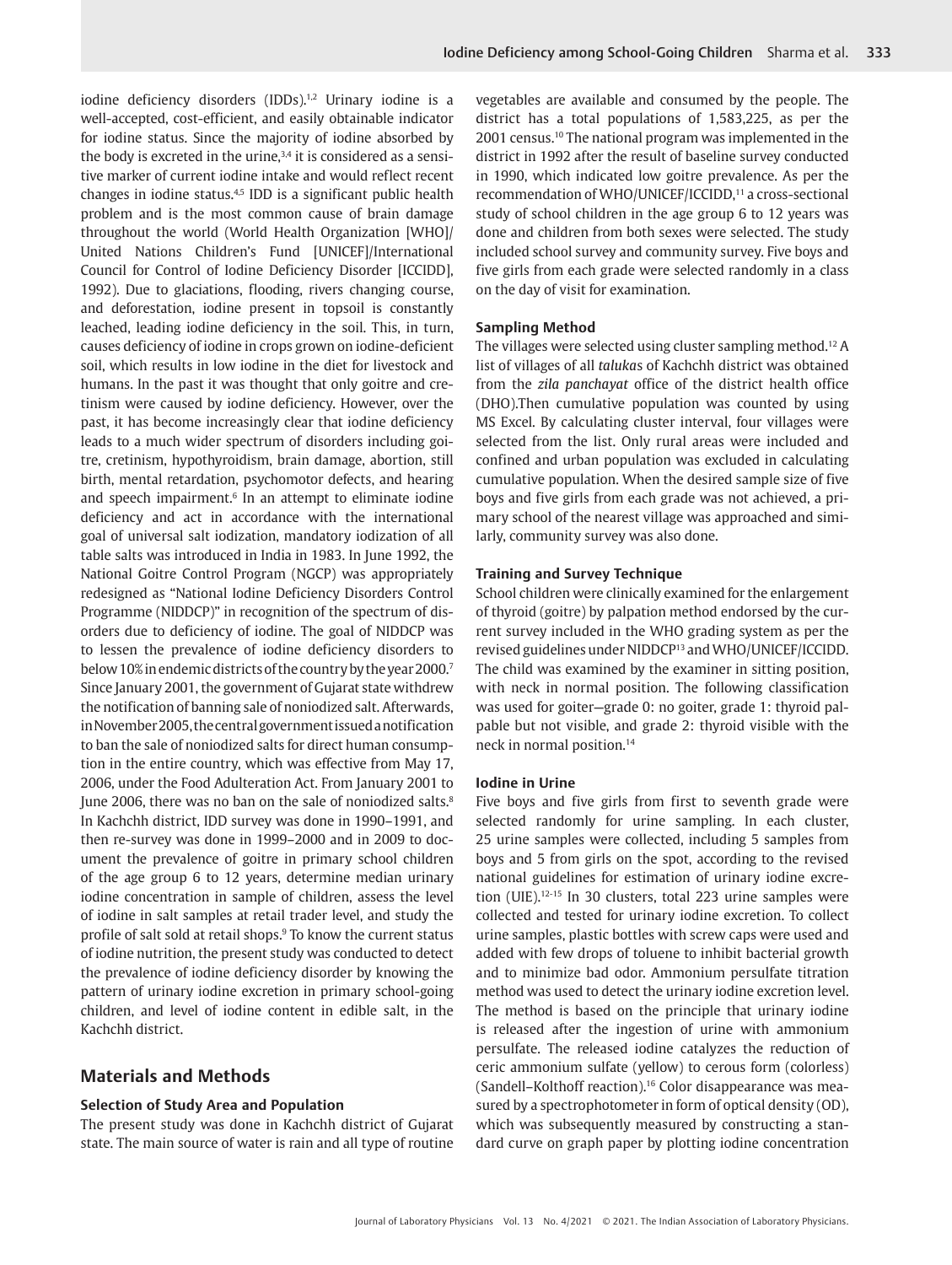iodine deficiency disorders (IDDs).[1,2] Urinary iodine is a well-accepted, cost-efficient, and easily obtainable indicator for iodine status. Since the majority of iodine absorbed by the body is excreted in the urine,[3,4] it is considered as a sensitive marker of current iodine intake and would reflect recent changes in iodine status.[4,5] IDD is a significant public health problem and is the most common cause of brain damage throughout the world (World Health Organization [WHO]/ United Nations Children's Fund [UNICEF]/International Council for Control of Iodine Deficiency Disorder [ICCIDD], 1992). Due to glaciations, flooding, rivers changing course, and deforestation, iodine present in topsoil is constantly leached, leading iodine deficiency in the soil. This, in turn, causes deficiency of iodine in crops grown on iodine-deficient soil, which results in low iodine in the diet for livestock and humans. In the past it was thought that only goitre and cretinism were caused by iodine deficiency. However, over the past, it has become increasingly clear that iodine deficiency leads to a much wider spectrum of disorders including goitre, cretinism, hypothyroidism, brain damage, abortion, still birth, mental retardation, psychomotor defects, and hearing and speech impairment.[6] In an attempt to eliminate iodine deficiency and act in accordance with the international goal of universal salt iodization, mandatory iodization of all table salts was introduced in India in 1983. In June 1992, the National Goitre Control Program (NGCP) was appropriately redesigned as "National Iodine Deficiency Disorders Control Programme (NIDDCP)" in recognition of the spectrum of disorders due to deficiency of iodine. The goal of NIDDCP was to lessen the prevalence of iodine deficiency disorders to below 10% in endemic districts of the country by the year 2000.[7] Since January 2001, the government of Gujarat state withdrew the notification of banning sale of noniodized salt. Afterwards, in November 2005, the central government issued a notification to ban the sale of noniodized salts for direct human consumption in the entire country, which was effective from May 17, 2006, under the Food Adulteration Act. From January 2001 to June 2006, there was no ban on the sale of noniodized salts.[8] In Kachchh district, IDD survey was done in 1990–1991, and then re-survey was done in 1999–2000 and in 2009 to document the prevalence of goitre in primary school children of the age group 6 to 12 years, determine median urinary iodine concentration in sample of children, assess the level of iodine in salt samples at retail trader level, and study the profile of salt sold at retail shops.[9] To know the current status of iodine nutrition, the present study was conducted to detect the prevalence of iodine deficiency disorder by knowing the pattern of urinary iodine excretion in primary school-going children, and level of iodine content in edible salt, in the Kachchh district.

## Materials and Methods

### Selection of Study Area and Population

The present study was done in Kachchh district of Gujarat state. The main source of water is rain and all type of routine vegetables are available and consumed by the people. The district has a total populations of 1,583,225, as per the 2001 census.[10] The national program was implemented in the district in 1992 after the result of baseline survey conducted in 1990, which indicated low goitre prevalence. As per the recommendation of WHO/UNICEF/ICCIDD,[11] a cross-sectional study of school children in the age group 6 to 12 years was done and children from both sexes were selected. The study included school survey and community survey. Five boys and five girls from each grade were selected randomly in a class on the day of visit for examination.

### Sampling Method

The villages were selected using cluster sampling method.[12] A list of villages of all *taluka*s of Kachchh district was obtained from the *zila panchayat* office of the district health office (DHO).Then cumulative population was counted by using MS Excel. By calculating cluster interval, four villages were selected from the list. Only rural areas were included and confined and urban population was excluded in calculating cumulative population. When the desired sample size of five boys and five girls from each grade was not achieved, a primary school of the nearest village was approached and similarly, community survey was also done.

### Training and Survey Technique

School children were clinically examined for the enlargement of thyroid (goitre) by palpation method endorsed by the current survey included in the WHO grading system as per the revised guidelines under NIDDCP[13] and WHO/UNICEF/ICCIDD. The child was examined by the examiner in sitting position, with neck in normal position. The following classification was used for goiter—grade 0: no goiter, grade 1: thyroid palpable but not visible, and grade 2: thyroid visible with the neck in normal position.[14]

### Iodine in Urine

Five boys and five girls from first to seventh grade were selected randomly for urine sampling. In each cluster, 25 urine samples were collected, including 5 samples from boys and 5 from girls on the spot, according to the revised national guidelines for estimation of urinary iodine excretion (UIE).[12–15] In 30 clusters, total 223 urine samples were collected and tested for urinary iodine excretion. To collect urine samples, plastic bottles with screw caps were used and added with few drops of toluene to inhibit bacterial growth and to minimize bad odor. Ammonium persulfate titration method was used to detect the urinary iodine excretion level. The method is based on the principle that urinary iodine is released after the ingestion of urine with ammonium persulfate. The released iodine catalyzes the reduction of ceric ammonium sulfate (yellow) to cerous form (colorless) (Sandell–Kolthoff reaction).[16] Color disappearance was measured by a spectrophotometer in form of optical density (OD), which was subsequently measured by constructing a standard curve on graph paper by plotting iodine concentration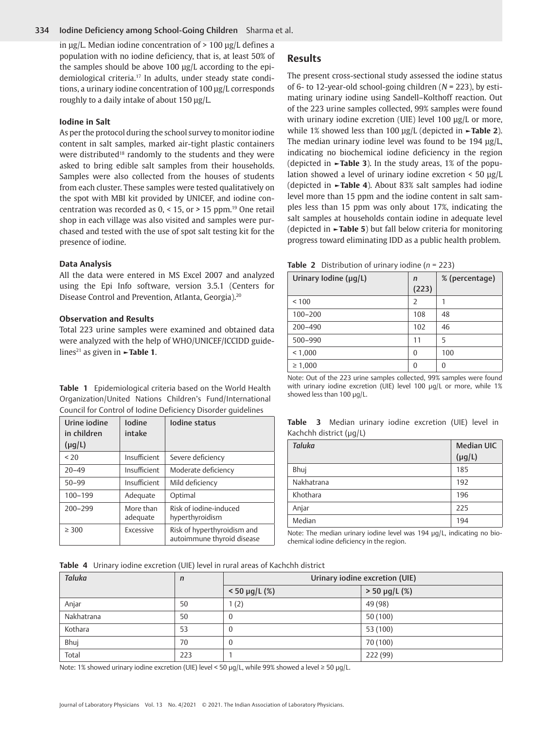in μg/L. Median iodine concentration of > 100 μg/L defines a population with no iodine deficiency, that is, at least 50% of the samples should be above 100 μg/L according to the epidemiological criteria.[17] In adults, under steady state conditions, a urinary iodine concentration of 100 μg/L corresponds roughly to a daily intake of about 150 μg/L.

### Iodine in Salt

As per the protocol during the school survey to monitor iodine content in salt samples, marked air-tight plastic containers were distributed[18] randomly to the students and they were asked to bring edible salt samples from their households. Samples were also collected from the houses of students from each cluster. These samples were tested qualitatively on the spot with MBI kit provided by UNICEF, and iodine concentration was recorded as 0, < 15, or > 15 ppm.[19] One retail shop in each village was also visited and samples were purchased and tested with the use of spot salt testing kit for the presence of iodine.

### Data Analysis

All the data were entered in MS Excel 2007 and analyzed using the Epi Info software, version 3.5.1 (Centers for Disease Control and Prevention, Atlanta, Georgia).[20]

### Observation and Results

Total 223 urine samples were examined and obtained data were analyzed with the help of WHO/UNICEF/ICCIDD guidelines[21] as given in ►Table 1.

**Table 1** Epidemiological criteria based on the World Health Organization/United Nations Children's Fund/International Council for Control of Iodine Deficiency Disorder guidelines

| Urine iodine in children (μg/L) | Iodine intake | Iodine status |
|---|---|---|
| < 20 | Insufficient | Severe deficiency |
| 20–49 | Insufficient | Moderate deficiency |
| 50–99 | Insufficient | Mild deficiency |
| 100–199 | Adequate | Optimal |
| 200–299 | More than adequate | Risk of iodine-induced hyperthyroidism |
| ≥ 300 | Excessive | Risk of hyperthyroidism and autoimmune thyroid disease |

## Results

The present cross-sectional study assessed the iodine status of 6- to 12-year-old school-going children (*N* = 223), by estimating urinary iodine using Sandell–Kolthoff reaction. Out of the 223 urine samples collected, 99% samples were found with urinary iodine excretion (UIE) level 100 μg/L or more, while 1% showed less than 100 μg/L (depicted in ►**Table 2**). The median urinary iodine level was found to be 194 μg/L, indicating no biochemical iodine deficiency in the region (depicted in ►**Table 3**). In the study areas, 1% of the population showed a level of urinary iodine excretion < 50 μg/L (depicted in ►**Table 4**). About 83% salt samples had iodine level more than 15 ppm and the iodine content in salt samples less than 15 ppm was only about 17%, indicating the salt samples at households contain iodine in adequate level (depicted in ►**Table 5**) but fall below criteria for monitoring progress toward eliminating IDD as a public health problem.

**Table 2** Distribution of urinary iodine (*n* = 223)

| Urinary Iodine (μg/L) | *n* (223) | % (percentage) |
|---|---|---|
| < 100 | 2 | 1 |
| 100–200 | 108 | 48 |
| 200–490 | 102 | 46 |
| 500–990 | 11 | 5 |
| < 1,000 | 0 | 100 |
| ≥ 1,000 | 0 | 0 |

Note: Out of the 223 urine samples collected, 99% samples were found with urinary iodine excretion (UIE) level 100 μg/L or more, while 1% showed less than 100 μg/L.

**Table 3** Median urinary iodine excretion (UIE) level in Kachchh district (μg/L)

| *Taluka* | Median UIC (μg/L) |
|---|---|
| Bhuj | 185 |
| Nakhatrana | 192 |
| Khothara | 196 |
| Anjar | 225 |
| Median | 194 |

Note: The median urinary iodine level was 194 μg/L, indicating no biochemical iodine deficiency in the region.

**Table 4** Urinary iodine excretion (UIE) level in rural areas of Kachchh district

| *Taluka* | *n* | Urinary iodine excretion (UIE) | |
|---|---|---|---|
| | | < 50 μg/L (%) | > 50 μg/L (%) |
| Anjar | 50 | 1 (2) | 49 (98) |
| Nakhatrana | 50 | 0 | 50 (100) |
| Kothara | 53 | 0 | 53 (100) |
| Bhuj | 70 | 0 | 70 (100) |
| Total | 223 | 1 | 222 (99) |

Note: 1% showed urinary iodine excretion (UIE) level < 50 μg/L, while 99% showed a level ≥ 50 μg/L.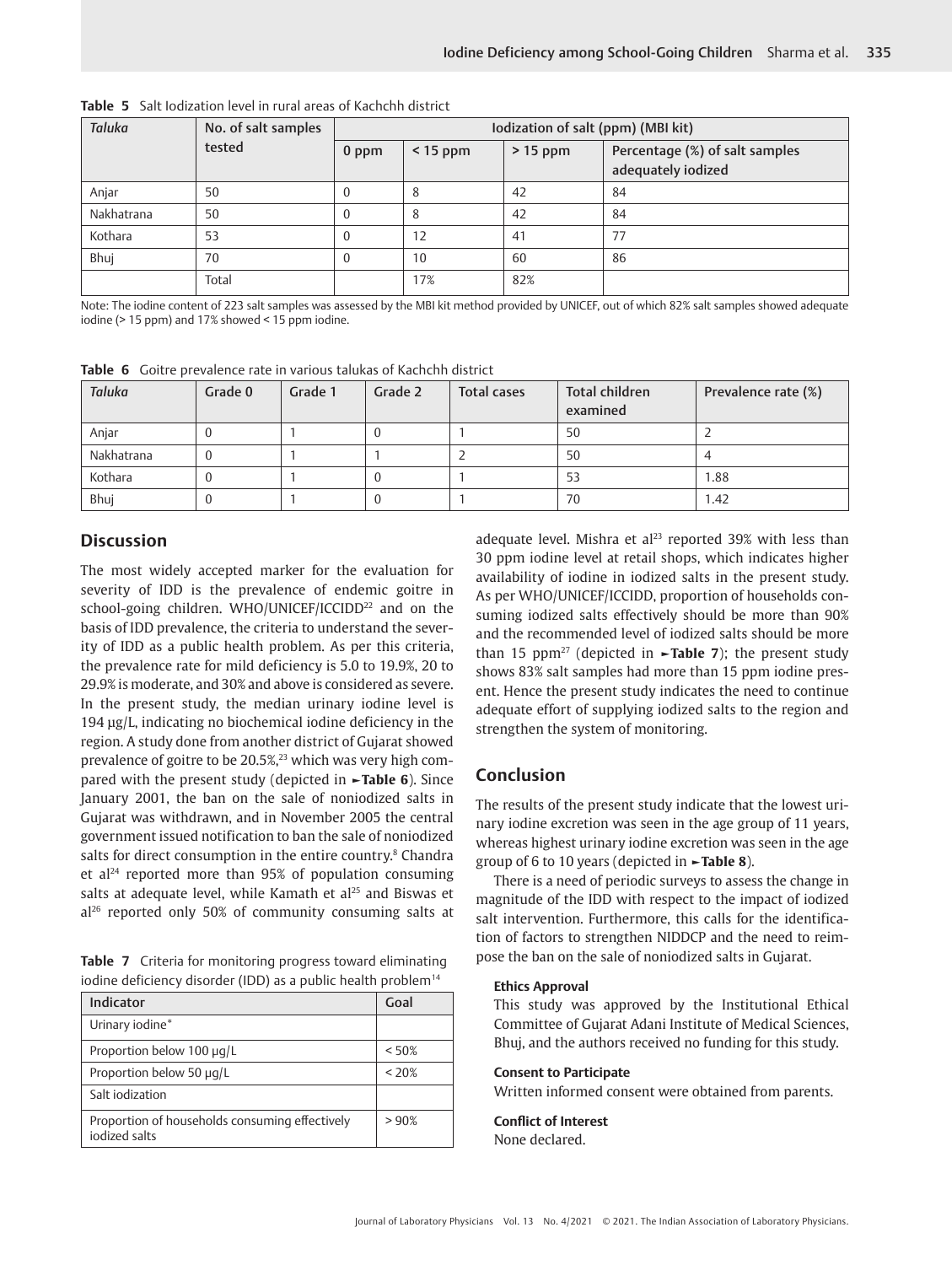**Table 5** Salt Iodization level in rural areas of Kachchh district

| *Taluka* | No. of salt samples tested | Iodization of salt (ppm) (MBI kit) | | | |
|---|---|---|---|---|---|
| | | 0 ppm | < 15 ppm | > 15 ppm | Percentage (%) of salt samples adequately iodized |
| Anjar | 50 | 0 | 8 | 42 | 84 |
| Nakhatrana | 50 | 0 | 8 | 42 | 84 |
| Kothara | 53 | 0 | 12 | 41 | 77 |
| Bhuj | 70 | 0 | 10 | 60 | 86 |
| | Total | | 17% | 82% | |

Note: The iodine content of 223 salt samples was assessed by the MBI kit method provided by UNICEF, out of which 82% salt samples showed adequate iodine (> 15 ppm) and 17% showed < 15 ppm iodine.

**Table 6** Goitre prevalence rate in various talukas of Kachchh district

| *Taluka* | Grade 0 | Grade 1 | Grade 2 | Total cases | Total children examined | Prevalence rate (%) |
|---|---|---|---|---|---|---|
| Anjar | 0 | 1 | 0 | 1 | 50 | 2 |
| Nakhatrana | 0 | 1 | 1 | 2 | 50 | 4 |
| Kothara | 0 | 1 | 0 | 1 | 53 | 1.88 |
| Bhuj | 0 | 1 | 0 | 1 | 70 | 1.42 |

## Discussion

The most widely accepted marker for the evaluation for severity of IDD is the prevalence of endemic goitre in school-going children. WHO/UNICEF/ICCIDD[22] and on the basis of IDD prevalence, the criteria to understand the severity of IDD as a public health problem. As per this criteria, the prevalence rate for mild deficiency is 5.0 to 19.9%, 20 to 29.9% is moderate, and 30% and above is considered as severe. In the present study, the median urinary iodine level is 194 µg/L, indicating no biochemical iodine deficiency in the region. A study done from another district of Gujarat showed prevalence of goitre to be 20.5%,[23] which was very high compared with the present study (depicted in ►**Table 6**). Since January 2001, the ban on the sale of noniodized salts in Gujarat was withdrawn, and in November 2005 the central government issued notification to ban the sale of noniodized salts for direct consumption in the entire country.[8] Chandra et al[24] reported more than 95% of population consuming salts at adequate level, while Kamath et al[25] and Biswas et al[26] reported only 50% of community consuming salts at adequate level. Mishra et al[23] reported 39% with less than 30 ppm iodine level at retail shops, which indicates higher availability of iodine in iodized salts in the present study. As per WHO/UNICEF/ICCIDD, proportion of households consuming iodized salts effectively should be more than 90% and the recommended level of iodized salts should be more than 15 ppm[27] (depicted in ►**Table 7**); the present study shows 83% salt samples had more than 15 ppm iodine present. Hence the present study indicates the need to continue adequate effort of supplying iodized salts to the region and strengthen the system of monitoring.

**Table 7** Criteria for monitoring progress toward eliminating iodine deficiency disorder (IDD) as a public health problem[14]

| Indicator | Goal |
|---|---|
| Urinary iodine* | |
| Proportion below 100 µg/L | < 50% |
| Proportion below 50 µg/L | < 20% |
| Salt iodization | |
| Proportion of households consuming effectively iodized salts | > 90% |

## Conclusion

The results of the present study indicate that the lowest urinary iodine excretion was seen in the age group of 11 years, whereas highest urinary iodine excretion was seen in the age group of 6 to 10 years (depicted in ►**Table 8**).

There is a need of periodic surveys to assess the change in magnitude of the IDD with respect to the impact of iodized salt intervention. Furthermore, this calls for the identification of factors to strengthen NIDDCP and the need to reimpose the ban on the sale of noniodized salts in Gujarat.

**Ethics Approval**
This study was approved by the Institutional Ethical Committee of Gujarat Adani Institute of Medical Sciences, Bhuj, and the authors received no funding for this study.

**Consent to Participate**
Written informed consent were obtained from parents.

**Conflict of Interest**
None declared.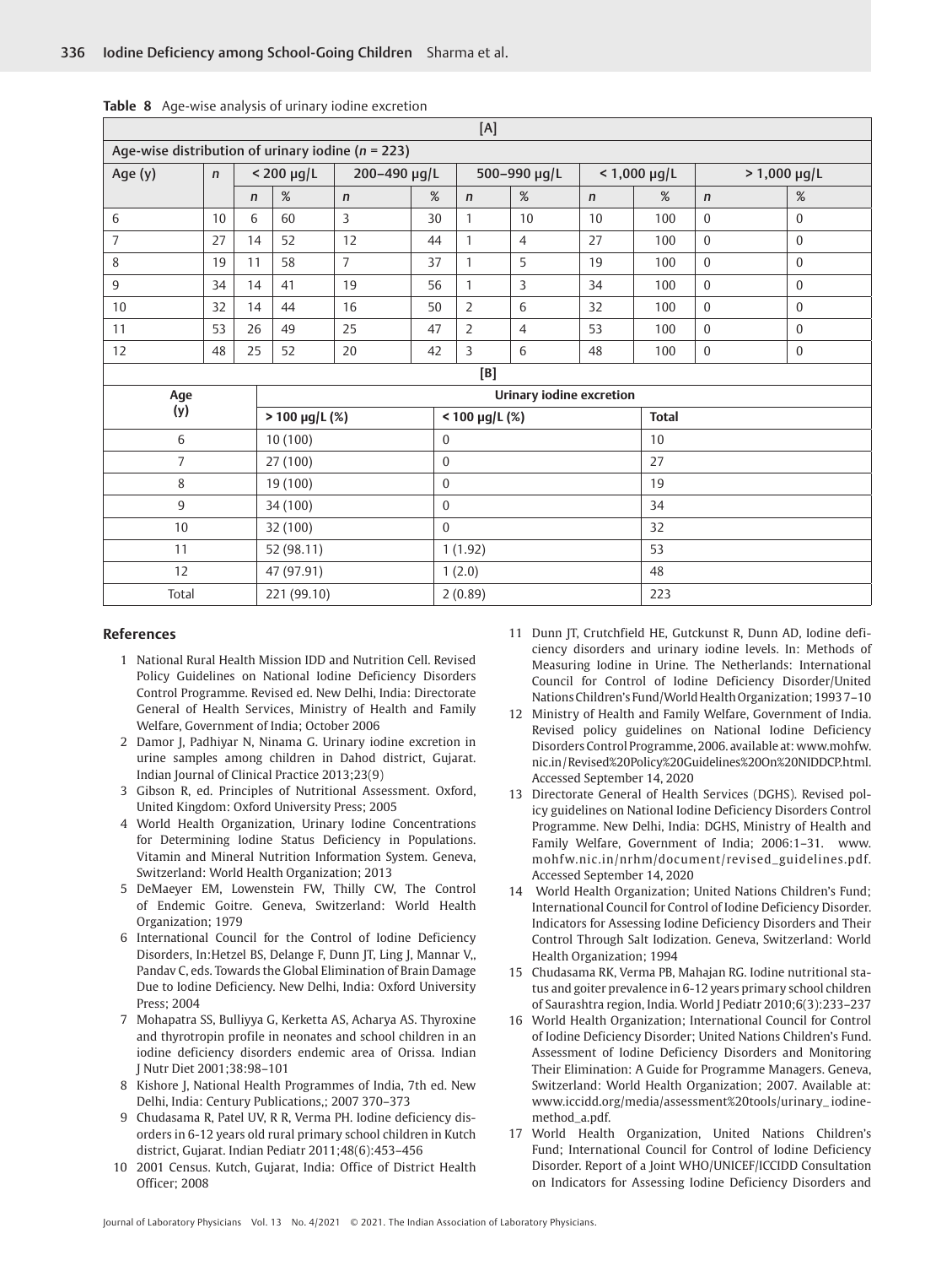**Table 8** Age-wise analysis of urinary iodine excretion

[A]

Age-wise distribution of urinary iodine (*n* = 223)

| Age (y) | *n* | < 200 µg/L | | 200–490 µg/L | | 500–990 µg/L | | < 1,000 µg/L | | > 1,000 µg/L | |
|---|---|---|---|---|---|---|---|---|---|---|---|
| | | *n* | % | *n* | % | *n* | % | *n* | % | *n* | % |
| 6 | 10 | 6 | 60 | 3 | 30 | 1 | 10 | 10 | 100 | 0 | 0 |
| 7 | 27 | 14 | 52 | 12 | 44 | 1 | 4 | 27 | 100 | 0 | 0 |
| 8 | 19 | 11 | 58 | 7 | 37 | 1 | 5 | 19 | 100 | 0 | 0 |
| 9 | 34 | 14 | 41 | 19 | 56 | 1 | 3 | 34 | 100 | 0 | 0 |
| 10 | 32 | 14 | 44 | 16 | 50 | 2 | 6 | 32 | 100 | 0 | 0 |
| 11 | 53 | 26 | 49 | 25 | 47 | 2 | 4 | 53 | 100 | 0 | 0 |
| 12 | 48 | 25 | 52 | 20 | 42 | 3 | 6 | 48 | 100 | 0 | 0 |

[B]

| Age (y) | Urinary iodine excretion | | |
|---|---|---|---|
| | > 100 µg/L (%) | < 100 µg/L (%) | Total |
| 6 | 10 (100) | 0 | 10 |
| 7 | 27 (100) | 0 | 27 |
| 8 | 19 (100) | 0 | 19 |
| 9 | 34 (100) | 0 | 34 |
| 10 | 32 (100) | 0 | 32 |
| 11 | 52 (98.11) | 1 (1.92) | 53 |
| 12 | 47 (97.91) | 1 (2.0) | 48 |
| Total | 221 (99.10) | 2 (0.89) | 223 |

## References

1. National Rural Health Mission IDD and Nutrition Cell. Revised Policy Guidelines on National Iodine Deficiency Disorders Control Programme. Revised ed. New Delhi, India: Directorate General of Health Services, Ministry of Health and Family Welfare, Government of India; October 2006
2. Damor J, Padhiyar N, Ninama G. Urinary iodine excretion in urine samples among children in Dahod district, Gujarat. Indian Journal of Clinical Practice 2013;23(9)
3. Gibson R, ed. Principles of Nutritional Assessment. Oxford, United Kingdom: Oxford University Press; 2005
4. World Health Organization, Urinary Iodine Concentrations for Determining Iodine Status Deficiency in Populations. Vitamin and Mineral Nutrition Information System. Geneva, Switzerland: World Health Organization; 2013
5. DeMaeyer EM, Lowenstein FW, Thilly CW, The Control of Endemic Goitre. Geneva, Switzerland: World Health Organization; 1979
6. International Council for the Control of Iodine Deficiency Disorders, In:Hetzel BS, Delange F, Dunn JT, Ling J, Mannar V,, Pandav C, eds. Towards the Global Elimination of Brain Damage Due to Iodine Deficiency. New Delhi, India: Oxford University Press; 2004
7. Mohapatra SS, Bulliyya G, Kerketta AS, Acharya AS. Thyroxine and thyrotropin profile in neonates and school children in an iodine deficiency disorders endemic area of Orissa. Indian J Nutr Diet 2001;38:98–101
8. Kishore J, National Health Programmes of India, 7th ed. New Delhi, India: Century Publications,; 2007 370–373
9. Chudasama R, Patel UV, R R, Verma PH. Iodine deficiency disorders in 6-12 years old rural primary school children in Kutch district, Gujarat. Indian Pediatr 2011;48(6):453–456
10. 2001 Census. Kutch, Gujarat, India: Office of District Health Officer; 2008
11. Dunn JT, Crutchfield HE, Gutckunst R, Dunn AD, Iodine deficiency disorders and urinary iodine levels. In: Methods of Measuring Iodine in Urine. The Netherlands: International Council for Control of Iodine Deficiency Disorder/United Nations Children's Fund/World Health Organization; 1993 7–10
12. Ministry of Health and Family Welfare, Government of India. Revised policy guidelines on National Iodine Deficiency Disorders Control Programme, 2006. available at: www.mohfw.nic.in/Revised%20Policy%20Guidelines%20On%20NIDDCP.html. Accessed September 14, 2020
13. Directorate General of Health Services (DGHS). Revised policy guidelines on National Iodine Deficiency Disorders Control Programme. New Delhi, India: DGHS, Ministry of Health and Family Welfare, Government of India; 2006:1–31. www.mohfw.nic.in/nrhm/document/revised_guidelines.pdf. Accessed September 14, 2020
14. World Health Organization; United Nations Children's Fund; International Council for Control of Iodine Deficiency Disorder. Indicators for Assessing Iodine Deficiency Disorders and Their Control Through Salt Iodization. Geneva, Switzerland: World Health Organization; 1994
15. Chudasama RK, Verma PB, Mahajan RG. Iodine nutritional status and goiter prevalence in 6-12 years primary school children of Saurashtra region, India. World J Pediatr 2010;6(3):233–237
16. World Health Organization; International Council for Control of Iodine Deficiency Disorder; United Nations Children's Fund. Assessment of Iodine Deficiency Disorders and Monitoring Their Elimination: A Guide for Programme Managers. Geneva, Switzerland: World Health Organization; 2007. Available at: www.iccidd.org/media/assessment%20tools/urinary_iodine-method_a.pdf.
17. World Health Organization, United Nations Children's Fund; International Council for Control of Iodine Deficiency Disorder. Report of a Joint WHO/UNICEF/ICCIDD Consultation on Indicators for Assessing Iodine Deficiency Disorders and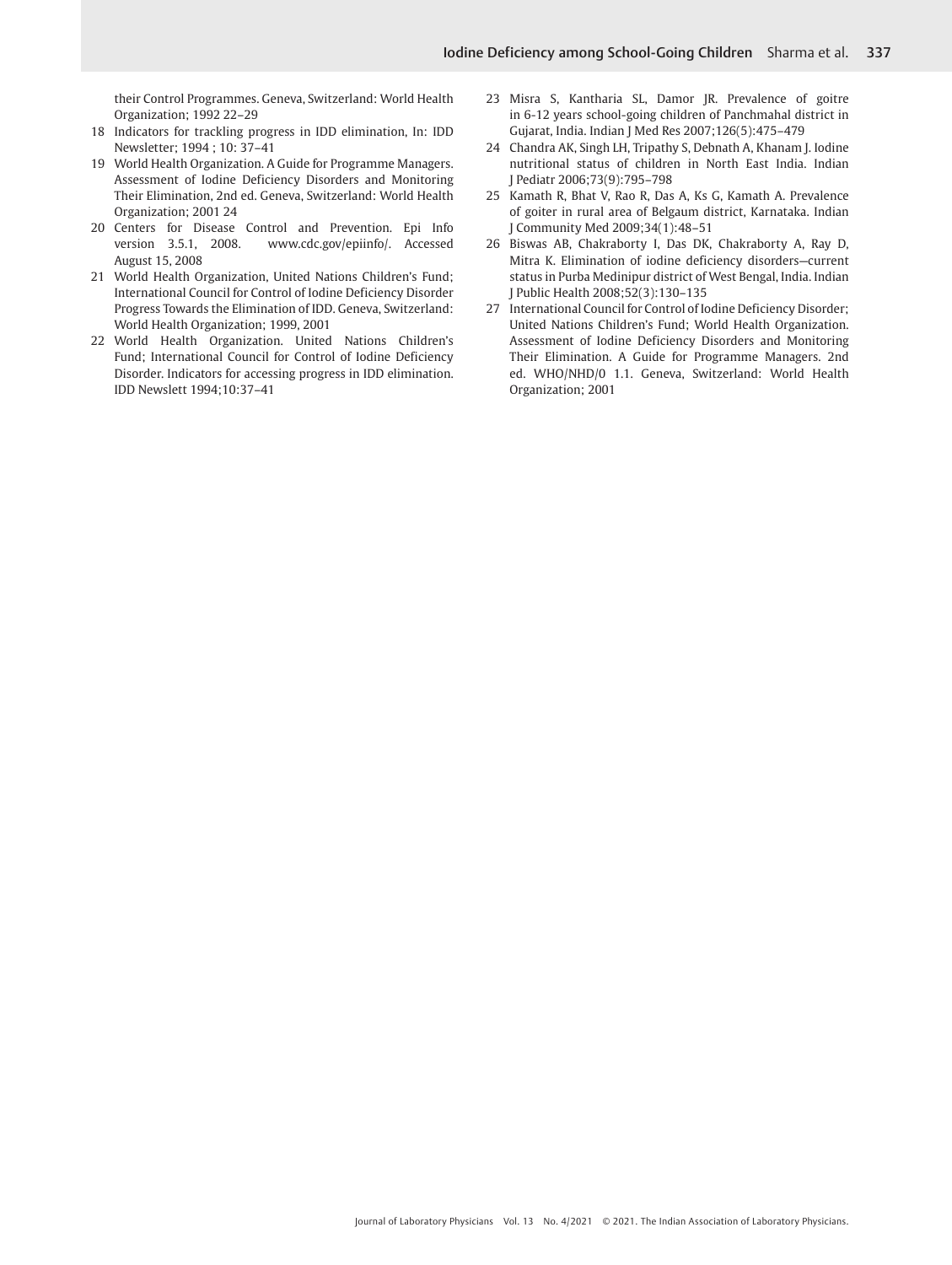their Control Programmes. Geneva, Switzerland: World Health Organization; 1992 22–29

18 Indicators for trackling progress in IDD elimination, In: IDD Newsletter; 1994 ; 10: 37–41

19 World Health Organization. A Guide for Programme Managers. Assessment of Iodine Deficiency Disorders and Monitoring Their Elimination, 2nd ed. Geneva, Switzerland: World Health Organization; 2001 24

20 Centers for Disease Control and Prevention. Epi Info version 3.5.1, 2008. www.cdc.gov/epiinfo/. Accessed August 15, 2008

21 World Health Organization, United Nations Children's Fund; International Council for Control of Iodine Deficiency Disorder Progress Towards the Elimination of IDD. Geneva, Switzerland: World Health Organization; 1999, 2001

22 World Health Organization. United Nations Children's Fund; International Council for Control of Iodine Deficiency Disorder. Indicators for accessing progress in IDD elimination. IDD Newslett 1994;10:37–41

23 Misra S, Kantharia SL, Damor JR. Prevalence of goitre in 6-12 years school-going children of Panchmahal district in Gujarat, India. Indian J Med Res 2007;126(5):475–479

24 Chandra AK, Singh LH, Tripathy S, Debnath A, Khanam J. Iodine nutritional status of children in North East India. Indian J Pediatr 2006;73(9):795–798

25 Kamath R, Bhat V, Rao R, Das A, Ks G, Kamath A. Prevalence of goiter in rural area of Belgaum district, Karnataka. Indian J Community Med 2009;34(1):48–51

26 Biswas AB, Chakraborty I, Das DK, Chakraborty A, Ray D, Mitra K. Elimination of iodine deficiency disorders—current status in Purba Medinipur district of West Bengal, India. Indian J Public Health 2008;52(3):130–135

27 International Council for Control of Iodine Deficiency Disorder; United Nations Children's Fund; World Health Organization. Assessment of Iodine Deficiency Disorders and Monitoring Their Elimination. A Guide for Programme Managers. 2nd ed. WHO/NHD/0 1.1. Geneva, Switzerland: World Health Organization; 2001